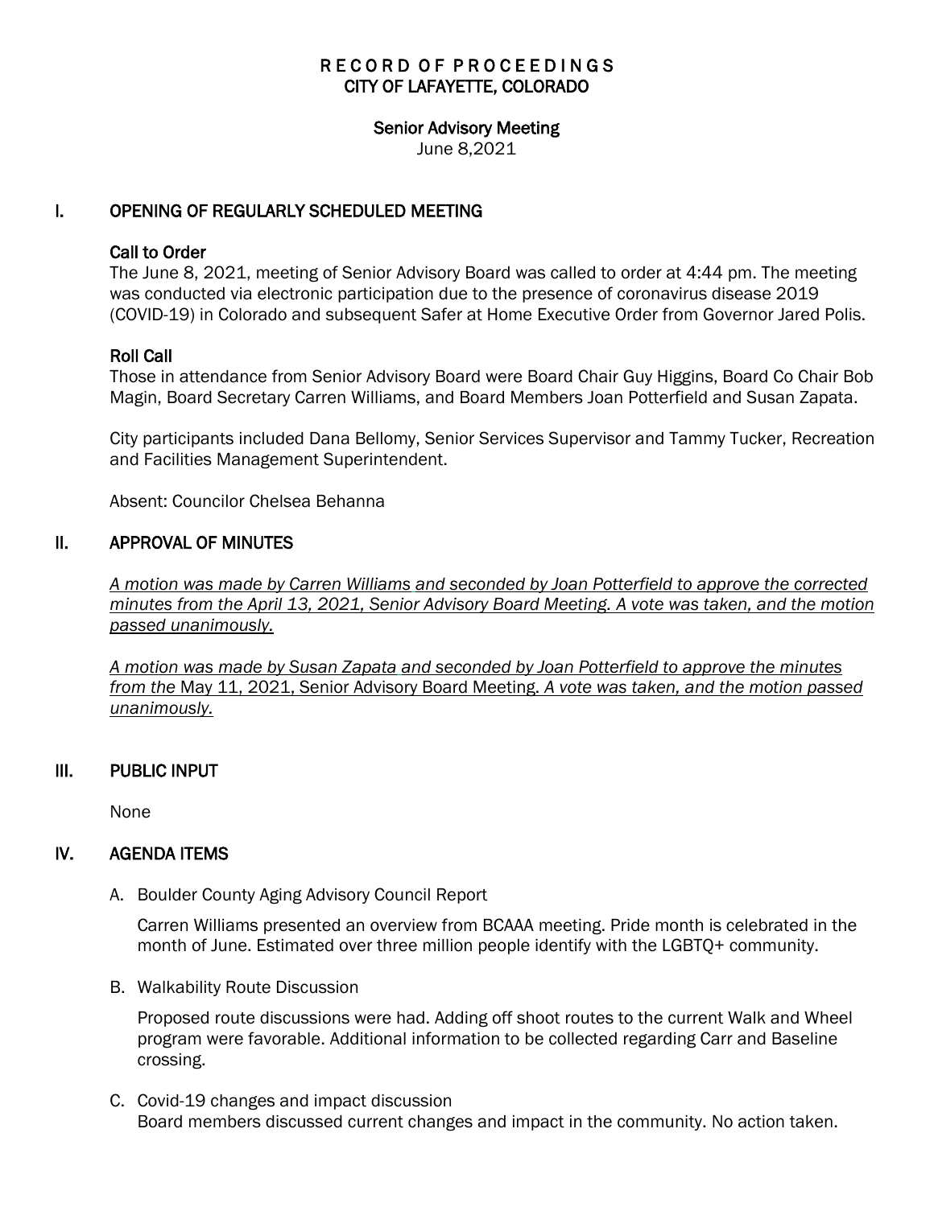# RECORD OF PROCEEDINGS
## CITY OF LAFAYETTE, COLORADO

### Senior Advisory Meeting
June 8,2021

## I. OPENING OF REGULARLY SCHEDULED MEETING

### Call to Order

The June 8, 2021, meeting of Senior Advisory Board was called to order at 4:44 pm. The meeting was conducted via electronic participation due to the presence of coronavirus disease 2019 (COVID-19) in Colorado and subsequent Safer at Home Executive Order from Governor Jared Polis.

### Roll Call

Those in attendance from Senior Advisory Board were Board Chair Guy Higgins, Board Co Chair Bob Magin, Board Secretary Carren Williams, and Board Members Joan Potterfield and Susan Zapata.

City participants included Dana Bellomy, Senior Services Supervisor and Tammy Tucker, Recreation and Facilities Management Superintendent.

Absent: Councilor Chelsea Behanna

## II. APPROVAL OF MINUTES

*A motion was made by Carren Williams and seconded by Joan Potterfield to approve the corrected minutes from the April 13, 2021, Senior Advisory Board Meeting. A vote was taken, and the motion passed unanimously.*

*A motion was made by Susan Zapata and seconded by Joan Potterfield to approve the minutes from the* May 11, 2021, Senior Advisory Board Meeting. *A vote was taken, and the motion passed unanimously.*

## III. PUBLIC INPUT

None

## IV. AGENDA ITEMS

A. Boulder County Aging Advisory Council Report

Carren Williams presented an overview from BCAAA meeting. Pride month is celebrated in the month of June. Estimated over three million people identify with the LGBTQ+ community.

B. Walkability Route Discussion

Proposed route discussions were had. Adding off shoot routes to the current Walk and Wheel program were favorable. Additional information to be collected regarding Carr and Baseline crossing.

C. Covid-19 changes and impact discussion

Board members discussed current changes and impact in the community. No action taken.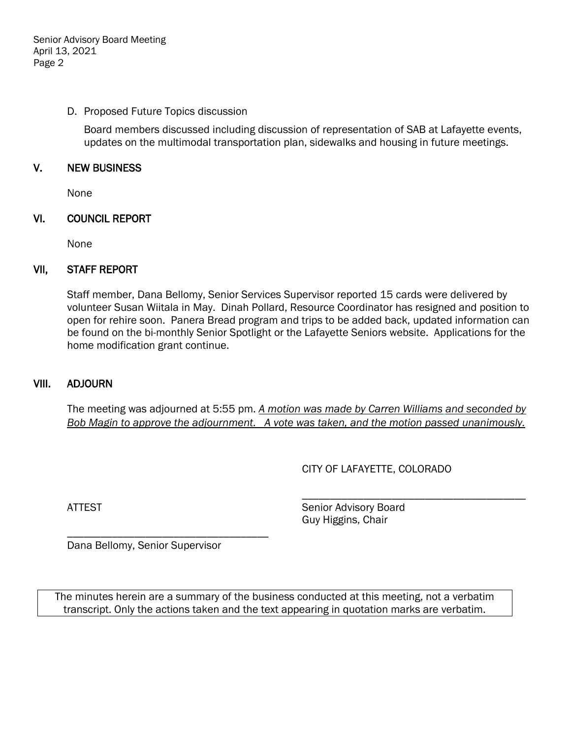D. Proposed Future Topics discussion

Board members discussed including discussion of representation of SAB at Lafayette events, updates on the multimodal transportation plan, sidewalks and housing in future meetings.

## V. NEW BUSINESS

None

## VI. COUNCIL REPORT

None

## VII, STAFF REPORT

Staff member, Dana Bellomy, Senior Services Supervisor reported 15 cards were delivered by volunteer Susan Wiitala in May. Dinah Pollard, Resource Coordinator has resigned and position to open for rehire soon. Panera Bread program and trips to be added back, updated information can be found on the bi-monthly Senior Spotlight or the Lafayette Seniors website. Applications for the home modification grant continue.

## VIII. ADJOURN

The meeting was adjourned at 5:55 pm. *A motion was made by Carren Williams and seconded by Bob Magin to approve the adjournment. A vote was taken, and the motion passed unanimously.*

CITY OF LAFAYETTE, COLORADO

\_\_\_\_\_\_\_\_\_\_\_\_\_\_\_\_\_\_\_\_\_\_\_\_\_\_\_\_\_\_\_\_\_\_\_\_\_\_\_\_

Senior Advisory Board
Guy Higgins, Chair

ATTEST

\_\_\_\_\_\_\_\_\_\_\_\_\_\_\_\_\_\_\_\_\_\_\_\_\_\_\_\_\_\_\_\_\_\_\_\_\_\_\_\_

Dana Bellomy, Senior Supervisor

The minutes herein are a summary of the business conducted at this meeting, not a verbatim transcript. Only the actions taken and the text appearing in quotation marks are verbatim.